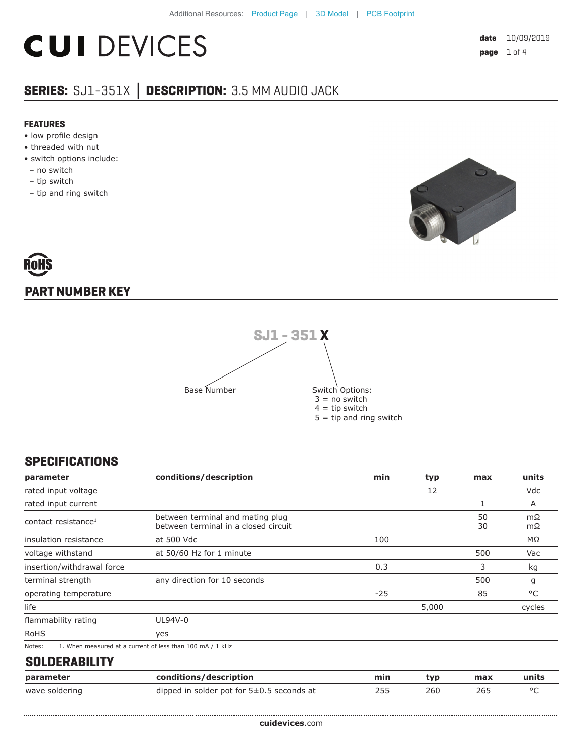Additional Resources: Product Page | 3D Model | PCB Footprint

# CUI DEVICES

**date** 10/09/2019

## SERIES: SJ1-351X | DESCRIPTION: 3.5 MM AUDIO JACK

### FEATURES

- low profile design
- threaded with nut
- switch options include:
  - no switch
  - tip switch
  - tip and ring switch

RoHS

## PART NUMBER KEY

SJ1 - 351 X

Base Number

Switch Options:
3 = no switch
4 = tip switch
5 = tip and ring switch

## SPECIFICATIONS

| parameter | conditions/description | min | typ | max | units |
|---|---|---|---|---|---|
| rated input voltage | | | 12 | | Vdc |
| rated input current | | | | 1 | A |
| contact resistance[1] | between terminal and mating plug<br>between terminal in a closed circuit | | | 50<br>30 | mΩ<br>mΩ |
| insulation resistance | at 500 Vdc | 100 | | | MΩ |
| voltage withstand | at 50/60 Hz for 1 minute | | | 500 | Vac |
| insertion/withdrawal force | | 0.3 | | 3 | kg |
| terminal strength | any direction for 10 seconds | | | 500 | g |
| operating temperature | | -25 | | 85 | °C |
| life | | | 5,000 | | cycles |
| flammability rating | UL94V-0 | | | | |
| RoHS | yes | | | | |

Notes: 1. When measured at a current of less than 100 mA / 1 kHz

## SOLDERABILITY

| parameter | conditions/description | min | typ | max | units |
|---|---|---|---|---|---|
| wave soldering | dipped in solder pot for 5±0.5 seconds at | 255 | 260 | 265 | °C |

**cuidevices**.com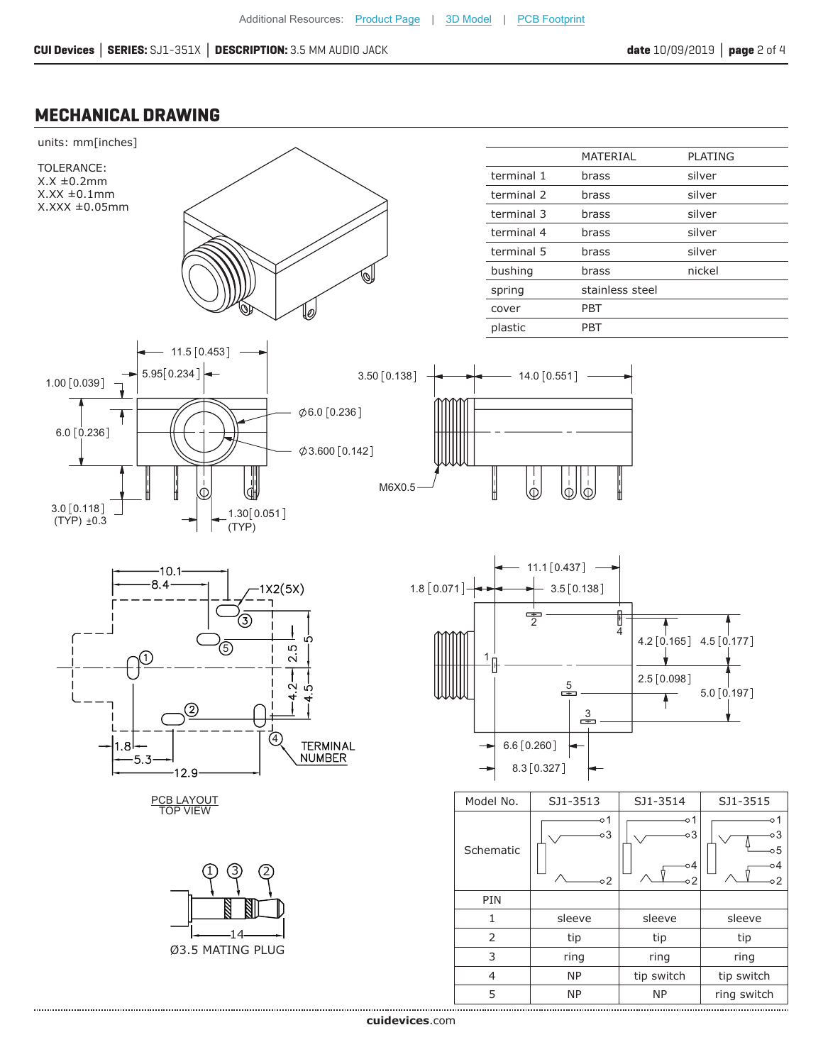Additional Resources: Product Page | 3D Model | PCB Footprint

## MECHANICAL DRAWING

units: mm[inches]

TOLERANCE:
X.X ±0.2mm
X.XX ±0.1mm
X.XXX ±0.05mm

| | MATERIAL | PLATING |
|---|---|---|
| terminal 1 | brass | silver |
| terminal 2 | brass | silver |
| terminal 3 | brass | silver |
| terminal 4 | brass | silver |
| terminal 5 | brass | silver |
| bushing | brass | nickel |
| spring | stainless steel | |
| cover | PBT | |
| plastic | PBT | |

11.5 [0.453]
5.95[0.234]
1.00 [0.039]
6.0 [0.236]
Ø6.0 [0.236]
Ø3.600 [0.142]
3.0 [0.118] (TYP) ±0.3
1.30[0.051] (TYP)

3.50 [0.138]
14.0 [0.551]
M6X0.5

10.1
8.4
1X2(5X)
2.5
5
4.2
4.5
1.8
5.3
12.9
TERMINAL NUMBER

PCB LAYOUT
TOP VIEW

11.1 [0.437]
1.8 [0.071]
3.5 [0.138]
4.2 [0.165]
4.5 [0.177]
2.5 [0.098]
5.0 [0.197]
6.6 [0.260]
8.3 [0.327]

14
Ø3.5 MATING PLUG

| Model No. | SJ1-3513 | SJ1-3514 | SJ1-3515 |
|---|---|---|---|
| Schematic | | | |
| PIN | | | |
| 1 | sleeve | sleeve | sleeve |
| 2 | tip | tip | tip |
| 3 | ring | ring | ring |
| 4 | NP | tip switch | tip switch |
| 5 | NP | NP | ring switch |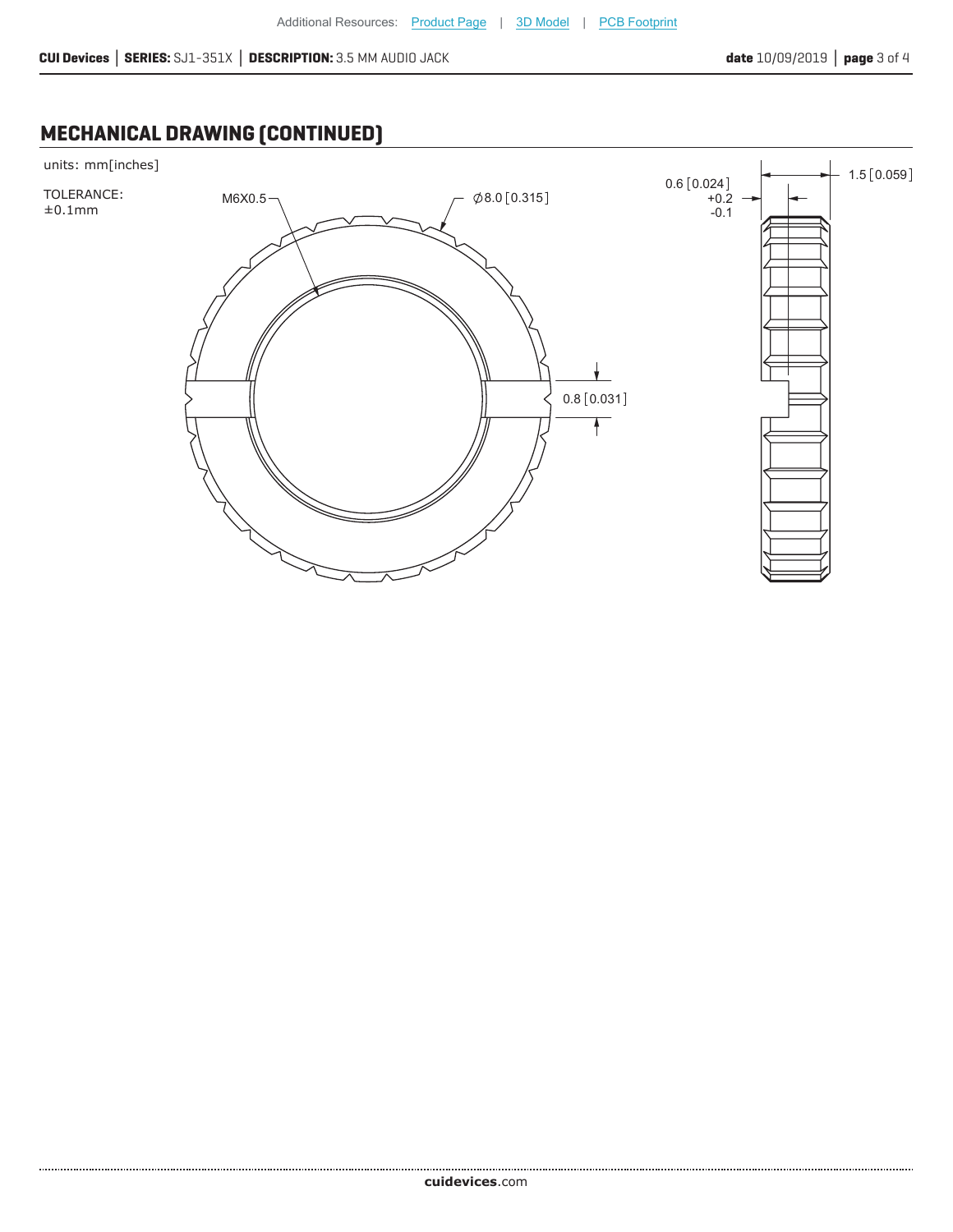Additional Resources: Product Page | 3D Model | PCB Footprint

## MECHANICAL DRAWING (CONTINUED)

units: mm[inches]

TOLERANCE:
±0.1mm

M6X0.5

∅8.0 [0.315]

0.8 [0.031]

0.6 [0.024]
+0.2
-0.1

1.5 [0.059]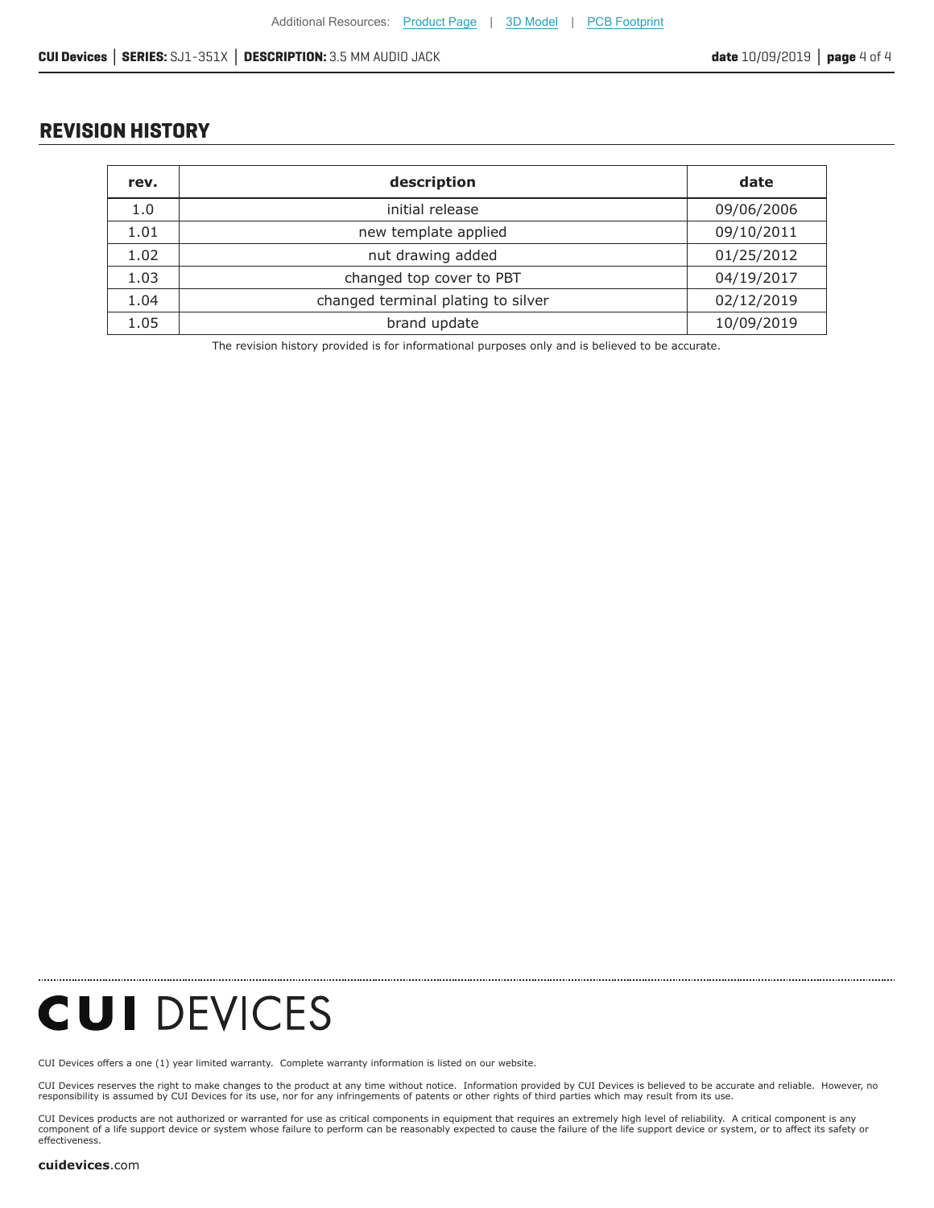## REVISION HISTORY

| rev. | description | date |
| --- | --- | --- |
| 1.0 | initial release | 09/06/2006 |
| 1.01 | new template applied | 09/10/2011 |
| 1.02 | nut drawing added | 01/25/2012 |
| 1.03 | changed top cover to PBT | 04/19/2017 |
| 1.04 | changed terminal plating to silver | 02/12/2019 |
| 1.05 | brand update | 10/09/2019 |

The revision history provided is for informational purposes only and is believed to be accurate.

**CUI** DEVICES

CUI Devices offers a one (1) year limited warranty. Complete warranty information is listed on our website.

CUI Devices reserves the right to make changes to the product at any time without notice. Information provided by CUI Devices is believed to be accurate and reliable. However, no responsibility is assumed by CUI Devices for its use, nor for any infringements of patents or other rights of third parties which may result from its use.

CUI Devices products are not authorized or warranted for use as critical components in equipment that requires an extremely high level of reliability. A critical component is any component of a life support device or system whose failure to perform can be reasonably expected to cause the failure of the life support device or system, or to affect its safety or effectiveness.

**cuidevices**.com